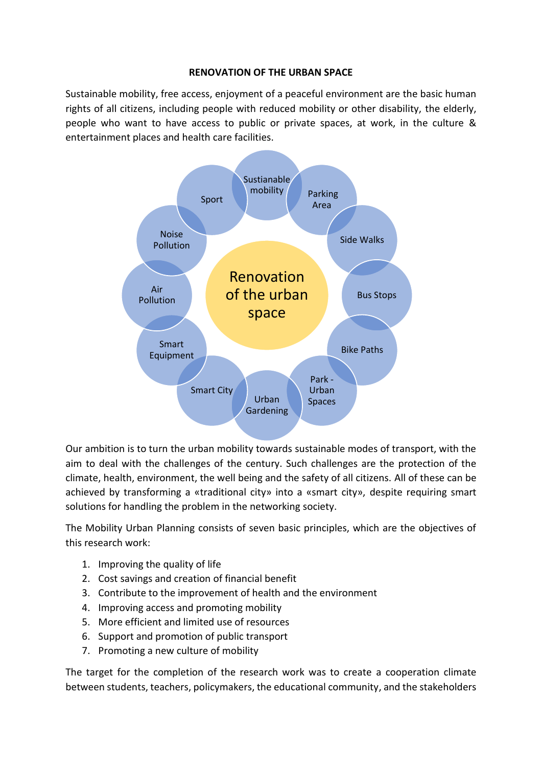**RENOVATION OF THE URBAN SPACE**

Sustainable mobility, free access, enjoyment of a peaceful environment are the basic human rights of all citizens, including people with reduced mobility or other disability, the elderly, people who want to have access to public or private spaces, at work, in the culture & entertainment places and health care facilities.

Renovation of the urban space

Sustianable mobility

Parking Area

Side Walks

Bus Stops

Bike Paths

Park - Urban Spaces

Urban Gardening

Smart City

Smart Equipment

Air Pollution

Noise Pollution

Sport

Our ambition is to turn the urban mobility towards sustainable modes of transport, with the aim to deal with the challenges of the century. Such challenges are the protection of the climate, health, environment, the well being and the safety of all citizens. All of these can be achieved by transforming a «traditional city» into a «smart city», despite requiring smart solutions for handling the problem in the networking society.

The Mobility Urban Planning consists of seven basic principles, which are the objectives of this research work:

1. Improving the quality of life
2. Cost savings and creation of financial benefit
3. Contribute to the improvement of health and the environment
4. Improving access and promoting mobility
5. More efficient and limited use of resources
6. Support and promotion of public transport
7. Promoting a new culture of mobility

The target for the completion of the research work was to create a cooperation climate between students, teachers, policymakers, the educational community, and the stakeholders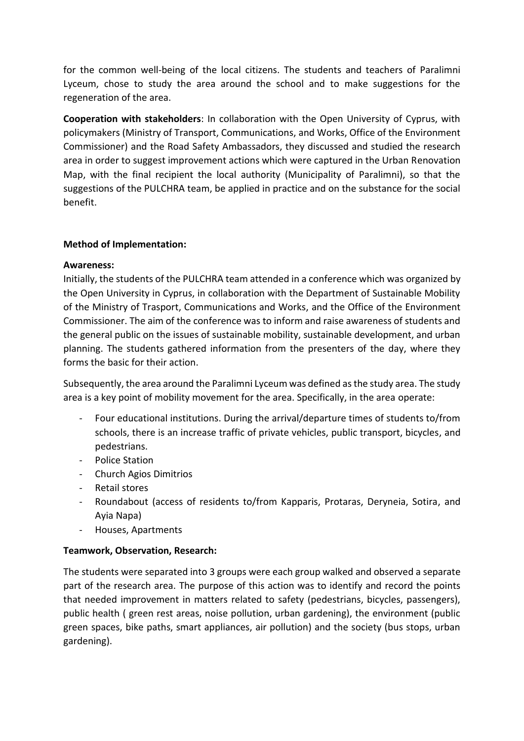for the common well-being of the local citizens. The students and teachers of Paralimni Lyceum, chose to study the area around the school and to make suggestions for the regeneration of the area.

**Cooperation with stakeholders**: In collaboration with the Open University of Cyprus, with policymakers (Ministry of Transport, Communications, and Works, Office of the Environment Commissioner) and the Road Safety Ambassadors, they discussed and studied the research area in order to suggest improvement actions which were captured in the Urban Renovation Map, with the final recipient the local authority (Municipality of Paralimni), so that the suggestions of the PULCHRA team, be applied in practice and on the substance for the social benefit.

**Method of Implementation:**

**Awareness:**

Initially, the students of the PULCHRA team attended in a conference which was organized by the Open University in Cyprus, in collaboration with the Department of Sustainable Mobility of the Ministry of Trasport, Communications and Works, and the Office of the Environment Commissioner. The aim of the conference was to inform and raise awareness of students and the general public on the issues of sustainable mobility, sustainable development, and urban planning. The students gathered information from the presenters of the day, where they forms the basic for their action.

Subsequently, the area around the Paralimni Lyceum was defined as the study area. The study area is a key point of mobility movement for the area. Specifically, in the area operate:

- Four educational institutions. During the arrival/departure times of students to/from schools, there is an increase traffic of private vehicles, public transport, bicycles, and pedestrians.
- Police Station
- Church Agios Dimitrios
- Retail stores
- Roundabout (access of residents to/from Kapparis, Protaras, Deryneia, Sotira, and Ayia Napa)
- Houses, Apartments

**Teamwork, Observation, Research:**

The students were separated into 3 groups were each group walked and observed a separate part of the research area. The purpose of this action was to identify and record the points that needed improvement in matters related to safety (pedestrians, bicycles, passengers), public health ( green rest areas, noise pollution, urban gardening), the environment (public green spaces, bike paths, smart appliances, air pollution) and the society (bus stops, urban gardening).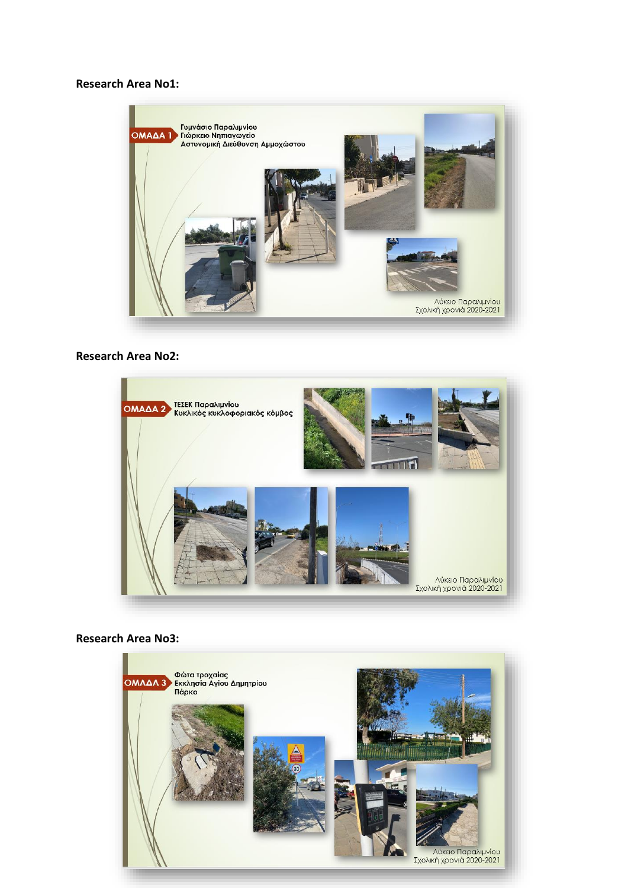**Research Area No1:**

ΟΜΑΔΑ 1 Γυμνάσιο Παραλιμνίου
Γιώρκειο Νηπιαγωγείο
Αστυνομική Διεύθυνση Αμμοχώστου

Λύκειο Παραλιμνίου
Σχολική χρονιά 2020-2021

**Research Area No2:**

ΟΜΑΔΑ 2 ΤΕΣΕΚ Παραλιμνίου
Κυκλικός κυκλοφοριακός κόμβος

Λύκειο Παραλιμνίου
Σχολική χρονιά 2020-2021

**Research Area No3:**

ΟΜΑΔΑ 3 Φώτα τροχαίας
Εκκλησία Αγίου Δημητρίου
Πάρκο

Λύκειο Παραλιμνίου
Σχολική χρονιά 2020-2021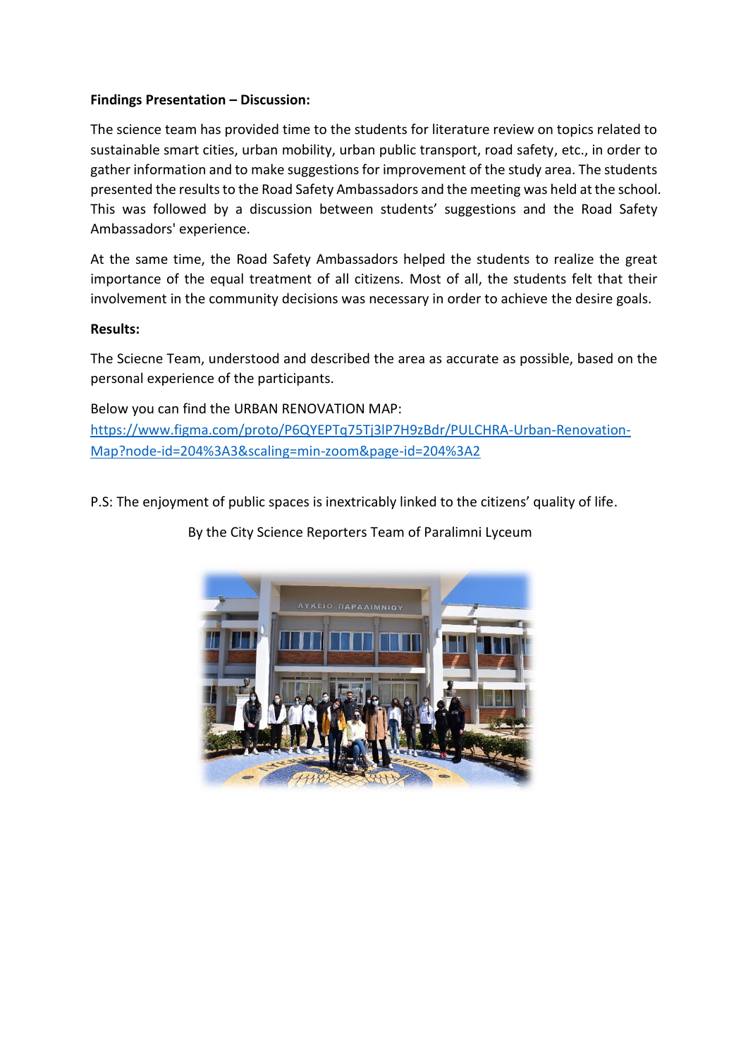**Findings Presentation – Discussion:**

The science team has provided time to the students for literature review on topics related to sustainable smart cities, urban mobility, urban public transport, road safety, etc., in order to gather information and to make suggestions for improvement of the study area. The students presented the results to the Road Safety Ambassadors and the meeting was held at the school. This was followed by a discussion between students' suggestions and the Road Safety Ambassadors' experience.

At the same time, the Road Safety Ambassadors helped the students to realize the great importance of the equal treatment of all citizens. Most of all, the students felt that their involvement in the community decisions was necessary in order to achieve the desire goals.

**Results:**

The Sciecne Team, understood and described the area as accurate as possible, based on the personal experience of the participants.

Below you can find the URBAN RENOVATION MAP:
https://www.figma.com/proto/P6QYEPTq75Tj3lP7H9zBdr/PULCHRA-Urban-Renovation-Map?node-id=204%3A3&scaling=min-zoom&page-id=204%3A2

P.S: The enjoyment of public spaces is inextricably linked to the citizens' quality of life.

By the City Science Reporters Team of Paralimni Lyceum